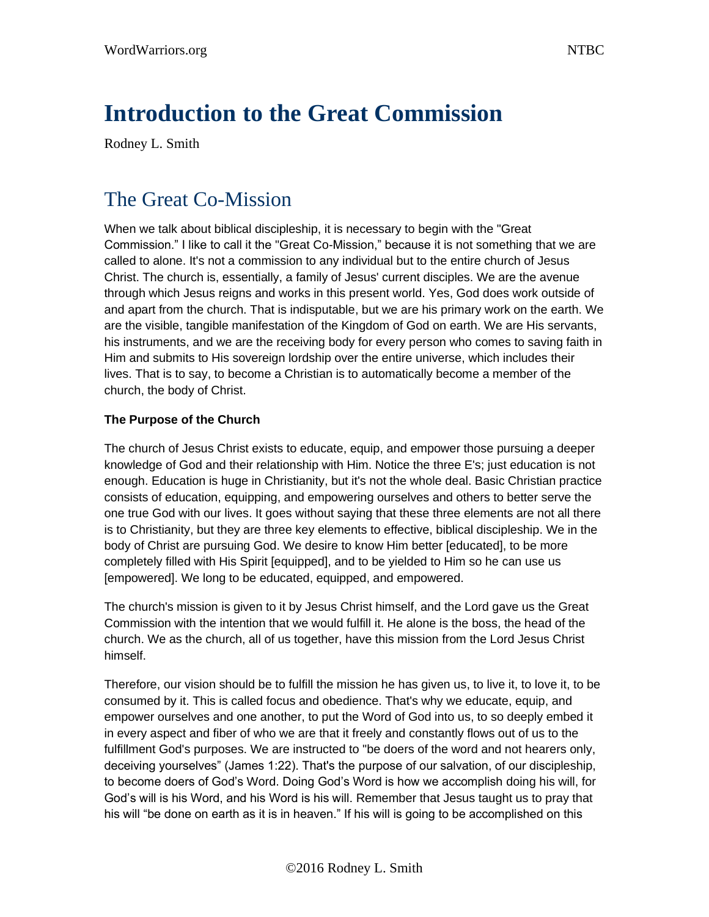# Introduction to the Great Commission

Rodney L. Smith

## The Great Co-Mission

When we talk about biblical discipleship, it is necessary to begin with the "Great Commission." I like to call it the "Great Co-Mission," because it is not something that we are called to alone. It's not a commission to any individual but to the entire church of Jesus Christ. The church is, essentially, a family of Jesus' current disciples. We are the avenue through which Jesus reigns and works in this present world. Yes, God does work outside of and apart from the church. That is indisputable, but we are his primary work on the earth. We are the visible, tangible manifestation of the Kingdom of God on earth. We are His servants, his instruments, and we are the receiving body for every person who comes to saving faith in Him and submits to His sovereign lordship over the entire universe, which includes their lives. That is to say, to become a Christian is to automatically become a member of the church, the body of Christ.

**The Purpose of the Church**

The church of Jesus Christ exists to educate, equip, and empower those pursuing a deeper knowledge of God and their relationship with Him. Notice the three E's; just education is not enough. Education is huge in Christianity, but it's not the whole deal. Basic Christian practice consists of education, equipping, and empowering ourselves and others to better serve the one true God with our lives. It goes without saying that these three elements are not all there is to Christianity, but they are three key elements to effective, biblical discipleship. We in the body of Christ are pursuing God. We desire to know Him better [educated], to be more completely filled with His Spirit [equipped], and to be yielded to Him so he can use us [empowered]. We long to be educated, equipped, and empowered.

The church's mission is given to it by Jesus Christ himself, and the Lord gave us the Great Commission with the intention that we would fulfill it. He alone is the boss, the head of the church. We as the church, all of us together, have this mission from the Lord Jesus Christ himself.

Therefore, our vision should be to fulfill the mission he has given us, to live it, to love it, to be consumed by it. This is called focus and obedience. That's why we educate, equip, and empower ourselves and one another, to put the Word of God into us, to so deeply embed it in every aspect and fiber of who we are that it freely and constantly flows out of us to the fulfillment God's purposes. We are instructed to "be doers of the word and not hearers only, deceiving yourselves" (James 1:22). That's the purpose of our salvation, of our discipleship, to become doers of God's Word. Doing God's Word is how we accomplish doing his will, for God's will is his Word, and his Word is his will. Remember that Jesus taught us to pray that his will "be done on earth as it is in heaven." If his will is going to be accomplished on this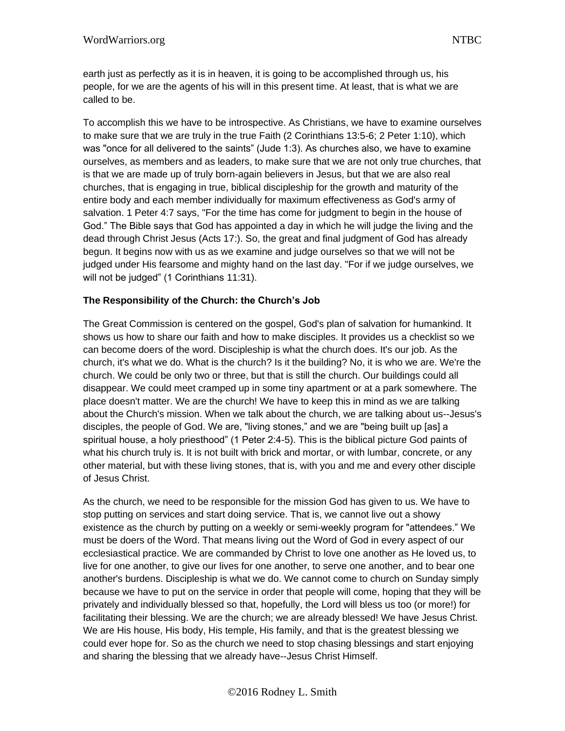earth just as perfectly as it is in heaven, it is going to be accomplished through us, his people, for we are the agents of his will in this present time. At least, that is what we are called to be.

To accomplish this we have to be introspective. As Christians, we have to examine ourselves to make sure that we are truly in the true Faith (2 Corinthians 13:5-6; 2 Peter 1:10), which was "once for all delivered to the saints" (Jude 1:3). As churches also, we have to examine ourselves, as members and as leaders, to make sure that we are not only true churches, that is that we are made up of truly born-again believers in Jesus, but that we are also real churches, that is engaging in true, biblical discipleship for the growth and maturity of the entire body and each member individually for maximum effectiveness as God's army of salvation. 1 Peter 4:7 says, "For the time has come for judgment to begin in the house of God." The Bible says that God has appointed a day in which he will judge the living and the dead through Christ Jesus (Acts 17:). So, the great and final judgment of God has already begun. It begins now with us as we examine and judge ourselves so that we will not be judged under His fearsome and mighty hand on the last day. "For if we judge ourselves, we will not be judged" (1 Corinthians 11:31).

**The Responsibility of the Church: the Church's Job**

The Great Commission is centered on the gospel, God's plan of salvation for humankind. It shows us how to share our faith and how to make disciples. It provides us a checklist so we can become doers of the word. Discipleship is what the church does. It's our job. As the church, it's what we do. What is the church? Is it the building? No, it is who we are. We're the church. We could be only two or three, but that is still the church. Our buildings could all disappear. We could meet cramped up in some tiny apartment or at a park somewhere. The place doesn't matter. We are the church! We have to keep this in mind as we are talking about the Church's mission. When we talk about the church, we are talking about us--Jesus's disciples, the people of God. We are, "living stones," and we are "being built up [as] a spiritual house, a holy priesthood" (1 Peter 2:4-5). This is the biblical picture God paints of what his church truly is. It is not built with brick and mortar, or with lumbar, concrete, or any other material, but with these living stones, that is, with you and me and every other disciple of Jesus Christ.

As the church, we need to be responsible for the mission God has given to us. We have to stop putting on services and start doing service. That is, we cannot live out a showy existence as the church by putting on a weekly or semi-weekly program for "attendees." We must be doers of the Word. That means living out the Word of God in every aspect of our ecclesiastical practice. We are commanded by Christ to love one another as He loved us, to live for one another, to give our lives for one another, to serve one another, and to bear one another's burdens. Discipleship is what we do. We cannot come to church on Sunday simply because we have to put on the service in order that people will come, hoping that they will be privately and individually blessed so that, hopefully, the Lord will bless us too (or more!) for facilitating their blessing. We are the church; we are already blessed! We have Jesus Christ. We are His house, His body, His temple, His family, and that is the greatest blessing we could ever hope for. So as the church we need to stop chasing blessings and start enjoying and sharing the blessing that we already have--Jesus Christ Himself.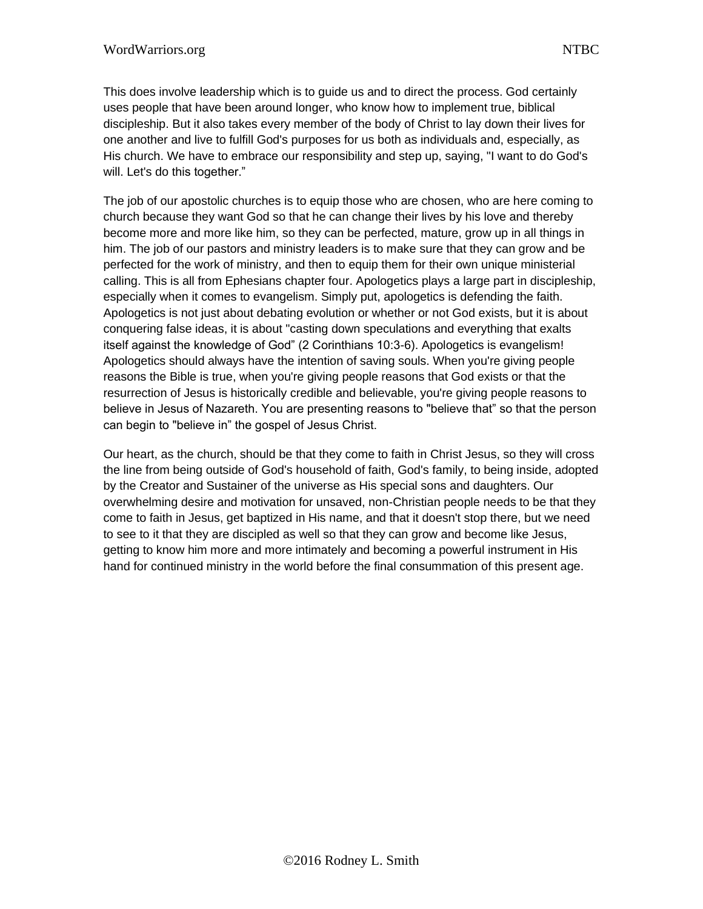This does involve leadership which is to guide us and to direct the process. God certainly uses people that have been around longer, who know how to implement true, biblical discipleship. But it also takes every member of the body of Christ to lay down their lives for one another and live to fulfill God's purposes for us both as individuals and, especially, as His church. We have to embrace our responsibility and step up, saying, "I want to do God's will. Let's do this together."

The job of our apostolic churches is to equip those who are chosen, who are here coming to church because they want God so that he can change their lives by his love and thereby become more and more like him, so they can be perfected, mature, grow up in all things in him. The job of our pastors and ministry leaders is to make sure that they can grow and be perfected for the work of ministry, and then to equip them for their own unique ministerial calling. This is all from Ephesians chapter four. Apologetics plays a large part in discipleship, especially when it comes to evangelism. Simply put, apologetics is defending the faith. Apologetics is not just about debating evolution or whether or not God exists, but it is about conquering false ideas, it is about "casting down speculations and everything that exalts itself against the knowledge of God" (2 Corinthians 10:3-6). Apologetics is evangelism! Apologetics should always have the intention of saving souls. When you're giving people reasons the Bible is true, when you're giving people reasons that God exists or that the resurrection of Jesus is historically credible and believable, you're giving people reasons to believe in Jesus of Nazareth. You are presenting reasons to "believe that" so that the person can begin to "believe in" the gospel of Jesus Christ.

Our heart, as the church, should be that they come to faith in Christ Jesus, so they will cross the line from being outside of God's household of faith, God's family, to being inside, adopted by the Creator and Sustainer of the universe as His special sons and daughters. Our overwhelming desire and motivation for unsaved, non-Christian people needs to be that they come to faith in Jesus, get baptized in His name, and that it doesn't stop there, but we need to see to it that they are discipled as well so that they can grow and become like Jesus, getting to know him more and more intimately and becoming a powerful instrument in His hand for continued ministry in the world before the final consummation of this present age.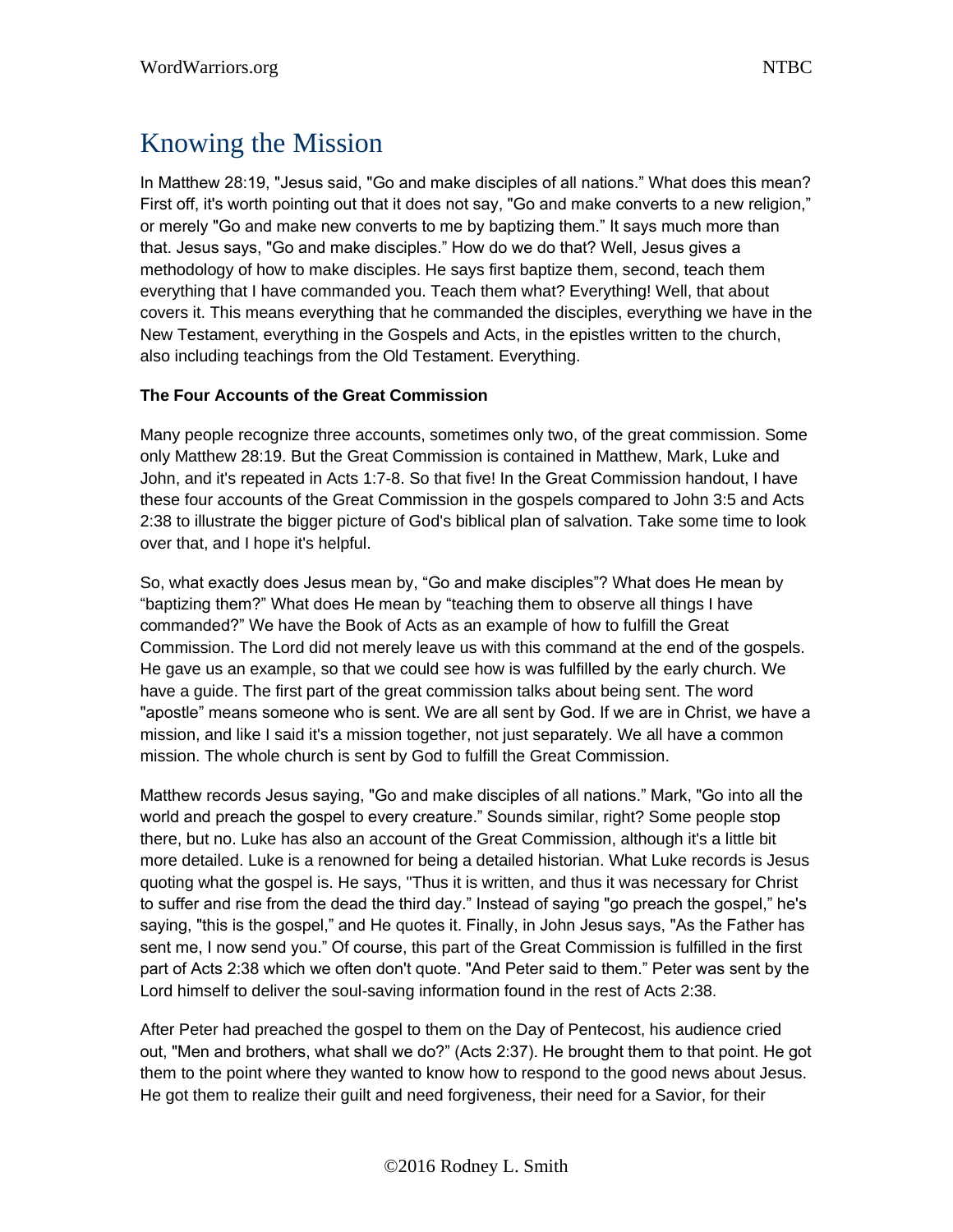# Knowing the Mission

In Matthew 28:19, "Jesus said, "Go and make disciples of all nations." What does this mean? First off, it's worth pointing out that it does not say, "Go and make converts to a new religion," or merely "Go and make new converts to me by baptizing them." It says much more than that. Jesus says, "Go and make disciples." How do we do that? Well, Jesus gives a methodology of how to make disciples. He says first baptize them, second, teach them everything that I have commanded you. Teach them what? Everything! Well, that about covers it. This means everything that he commanded the disciples, everything we have in the New Testament, everything in the Gospels and Acts, in the epistles written to the church, also including teachings from the Old Testament. Everything.

**The Four Accounts of the Great Commission**

Many people recognize three accounts, sometimes only two, of the great commission. Some only Matthew 28:19. But the Great Commission is contained in Matthew, Mark, Luke and John, and it's repeated in Acts 1:7-8. So that five! In the Great Commission handout, I have these four accounts of the Great Commission in the gospels compared to John 3:5 and Acts 2:38 to illustrate the bigger picture of God's biblical plan of salvation. Take some time to look over that, and I hope it's helpful.

So, what exactly does Jesus mean by, "Go and make disciples"? What does He mean by "baptizing them?" What does He mean by "teaching them to observe all things I have commanded?" We have the Book of Acts as an example of how to fulfill the Great Commission. The Lord did not merely leave us with this command at the end of the gospels. He gave us an example, so that we could see how is was fulfilled by the early church. We have a guide. The first part of the great commission talks about being sent. The word "apostle" means someone who is sent. We are all sent by God. If we are in Christ, we have a mission, and like I said it's a mission together, not just separately. We all have a common mission. The whole church is sent by God to fulfill the Great Commission.

Matthew records Jesus saying, "Go and make disciples of all nations." Mark, "Go into all the world and preach the gospel to every creature." Sounds similar, right? Some people stop there, but no. Luke has also an account of the Great Commission, although it's a little bit more detailed. Luke is a renowned for being a detailed historian. What Luke records is Jesus quoting what the gospel is. He says, "Thus it is written, and thus it was necessary for Christ to suffer and rise from the dead the third day." Instead of saying "go preach the gospel," he's saying, "this is the gospel," and He quotes it. Finally, in John Jesus says, "As the Father has sent me, I now send you." Of course, this part of the Great Commission is fulfilled in the first part of Acts 2:38 which we often don't quote. "And Peter said to them." Peter was sent by the Lord himself to deliver the soul-saving information found in the rest of Acts 2:38.

After Peter had preached the gospel to them on the Day of Pentecost, his audience cried out, "Men and brothers, what shall we do?" (Acts 2:37). He brought them to that point. He got them to the point where they wanted to know how to respond to the good news about Jesus. He got them to realize their guilt and need forgiveness, their need for a Savior, for their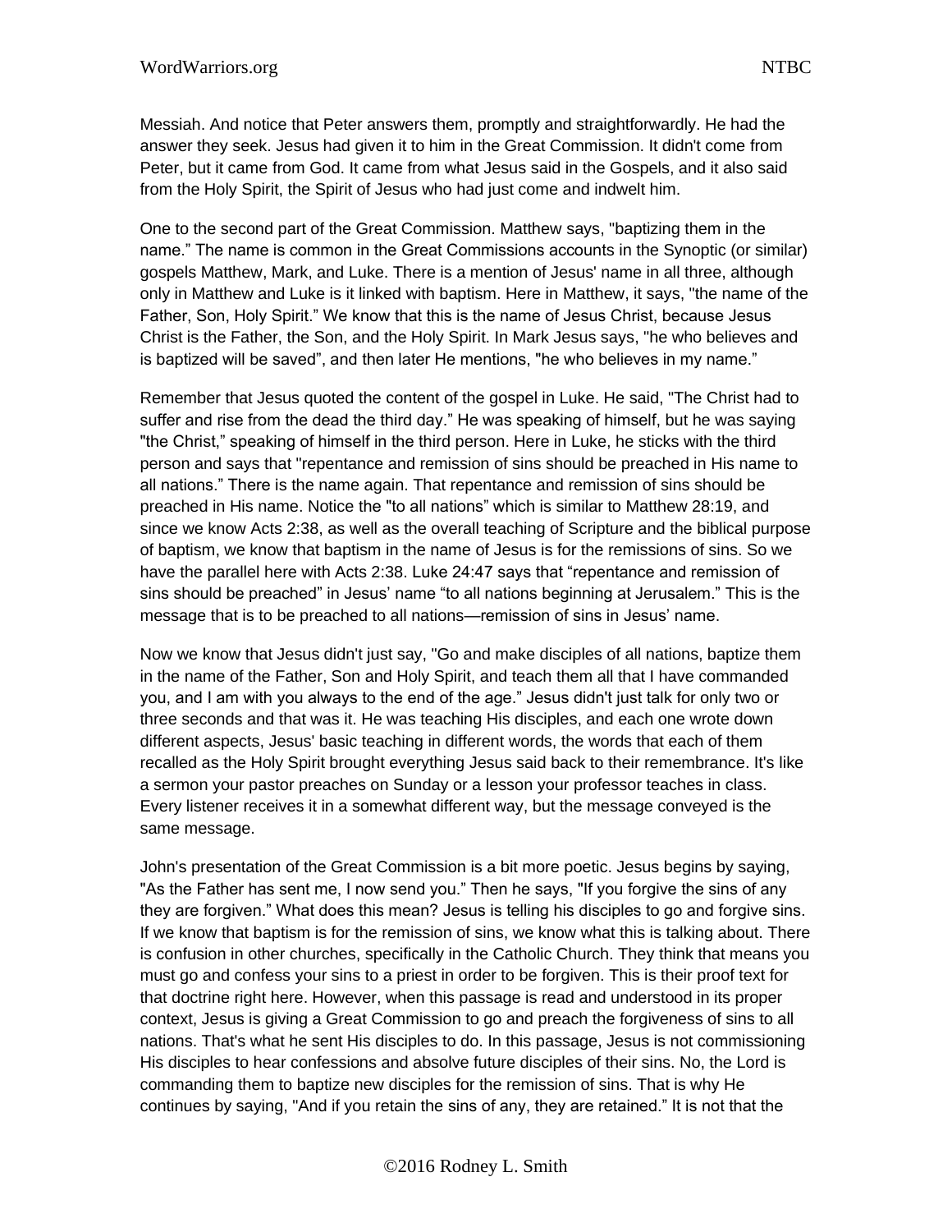Messiah. And notice that Peter answers them, promptly and straightforwardly. He had the answer they seek. Jesus had given it to him in the Great Commission. It didn't come from Peter, but it came from God. It came from what Jesus said in the Gospels, and it also said from the Holy Spirit, the Spirit of Jesus who had just come and indwelt him.

One to the second part of the Great Commission. Matthew says, "baptizing them in the name." The name is common in the Great Commissions accounts in the Synoptic (or similar) gospels Matthew, Mark, and Luke. There is a mention of Jesus' name in all three, although only in Matthew and Luke is it linked with baptism. Here in Matthew, it says, "the name of the Father, Son, Holy Spirit." We know that this is the name of Jesus Christ, because Jesus Christ is the Father, the Son, and the Holy Spirit. In Mark Jesus says, "he who believes and is baptized will be saved", and then later He mentions, "he who believes in my name."

Remember that Jesus quoted the content of the gospel in Luke. He said, "The Christ had to suffer and rise from the dead the third day." He was speaking of himself, but he was saying "the Christ," speaking of himself in the third person. Here in Luke, he sticks with the third person and says that "repentance and remission of sins should be preached in His name to all nations." There is the name again. That repentance and remission of sins should be preached in His name. Notice the "to all nations" which is similar to Matthew 28:19, and since we know Acts 2:38, as well as the overall teaching of Scripture and the biblical purpose of baptism, we know that baptism in the name of Jesus is for the remissions of sins. So we have the parallel here with Acts 2:38. Luke 24:47 says that "repentance and remission of sins should be preached" in Jesus' name "to all nations beginning at Jerusalem." This is the message that is to be preached to all nations—remission of sins in Jesus' name.

Now we know that Jesus didn't just say, "Go and make disciples of all nations, baptize them in the name of the Father, Son and Holy Spirit, and teach them all that I have commanded you, and I am with you always to the end of the age." Jesus didn't just talk for only two or three seconds and that was it. He was teaching His disciples, and each one wrote down different aspects, Jesus' basic teaching in different words, the words that each of them recalled as the Holy Spirit brought everything Jesus said back to their remembrance. It's like a sermon your pastor preaches on Sunday or a lesson your professor teaches in class. Every listener receives it in a somewhat different way, but the message conveyed is the same message.

John's presentation of the Great Commission is a bit more poetic. Jesus begins by saying, "As the Father has sent me, I now send you." Then he says, "If you forgive the sins of any they are forgiven." What does this mean? Jesus is telling his disciples to go and forgive sins. If we know that baptism is for the remission of sins, we know what this is talking about. There is confusion in other churches, specifically in the Catholic Church. They think that means you must go and confess your sins to a priest in order to be forgiven. This is their proof text for that doctrine right here. However, when this passage is read and understood in its proper context, Jesus is giving a Great Commission to go and preach the forgiveness of sins to all nations. That's what he sent His disciples to do. In this passage, Jesus is not commissioning His disciples to hear confessions and absolve future disciples of their sins. No, the Lord is commanding them to baptize new disciples for the remission of sins. That is why He continues by saying, "And if you retain the sins of any, they are retained." It is not that the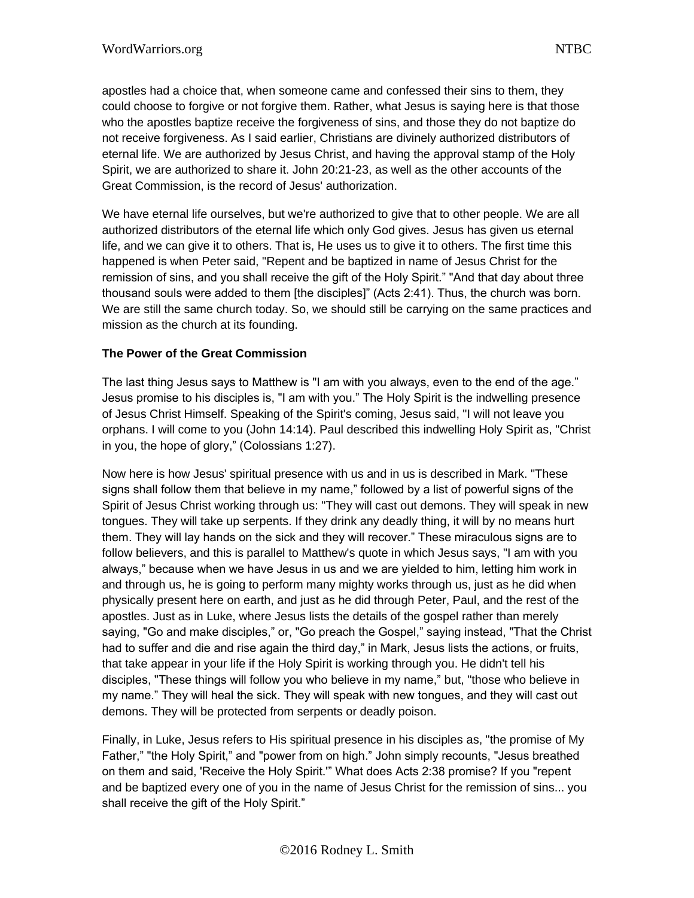apostles had a choice that, when someone came and confessed their sins to them, they could choose to forgive or not forgive them. Rather, what Jesus is saying here is that those who the apostles baptize receive the forgiveness of sins, and those they do not baptize do not receive forgiveness. As I said earlier, Christians are divinely authorized distributors of eternal life. We are authorized by Jesus Christ, and having the approval stamp of the Holy Spirit, we are authorized to share it. John 20:21-23, as well as the other accounts of the Great Commission, is the record of Jesus' authorization.

We have eternal life ourselves, but we're authorized to give that to other people. We are all authorized distributors of the eternal life which only God gives. Jesus has given us eternal life, and we can give it to others. That is, He uses us to give it to others. The first time this happened is when Peter said, "Repent and be baptized in name of Jesus Christ for the remission of sins, and you shall receive the gift of the Holy Spirit." "And that day about three thousand souls were added to them [the disciples]" (Acts 2:41). Thus, the church was born. We are still the same church today. So, we should still be carrying on the same practices and mission as the church at its founding.

**The Power of the Great Commission**

The last thing Jesus says to Matthew is "I am with you always, even to the end of the age." Jesus promise to his disciples is, "I am with you." The Holy Spirit is the indwelling presence of Jesus Christ Himself. Speaking of the Spirit's coming, Jesus said, "I will not leave you orphans. I will come to you (John 14:14). Paul described this indwelling Holy Spirit as, "Christ in you, the hope of glory," (Colossians 1:27).

Now here is how Jesus' spiritual presence with us and in us is described in Mark. "These signs shall follow them that believe in my name," followed by a list of powerful signs of the Spirit of Jesus Christ working through us: "They will cast out demons. They will speak in new tongues. They will take up serpents. If they drink any deadly thing, it will by no means hurt them. They will lay hands on the sick and they will recover." These miraculous signs are to follow believers, and this is parallel to Matthew's quote in which Jesus says, "I am with you always," because when we have Jesus in us and we are yielded to him, letting him work in and through us, he is going to perform many mighty works through us, just as he did when physically present here on earth, and just as he did through Peter, Paul, and the rest of the apostles. Just as in Luke, where Jesus lists the details of the gospel rather than merely saying, "Go and make disciples," or, "Go preach the Gospel," saying instead, "That the Christ had to suffer and die and rise again the third day," in Mark, Jesus lists the actions, or fruits, that take appear in your life if the Holy Spirit is working through you. He didn't tell his disciples, "These things will follow you who believe in my name," but, "those who believe in my name." They will heal the sick. They will speak with new tongues, and they will cast out demons. They will be protected from serpents or deadly poison.

Finally, in Luke, Jesus refers to His spiritual presence in his disciples as, "the promise of My Father," "the Holy Spirit," and "power from on high." John simply recounts, "Jesus breathed on them and said, 'Receive the Holy Spirit.'" What does Acts 2:38 promise? If you "repent and be baptized every one of you in the name of Jesus Christ for the remission of sins... you shall receive the gift of the Holy Spirit."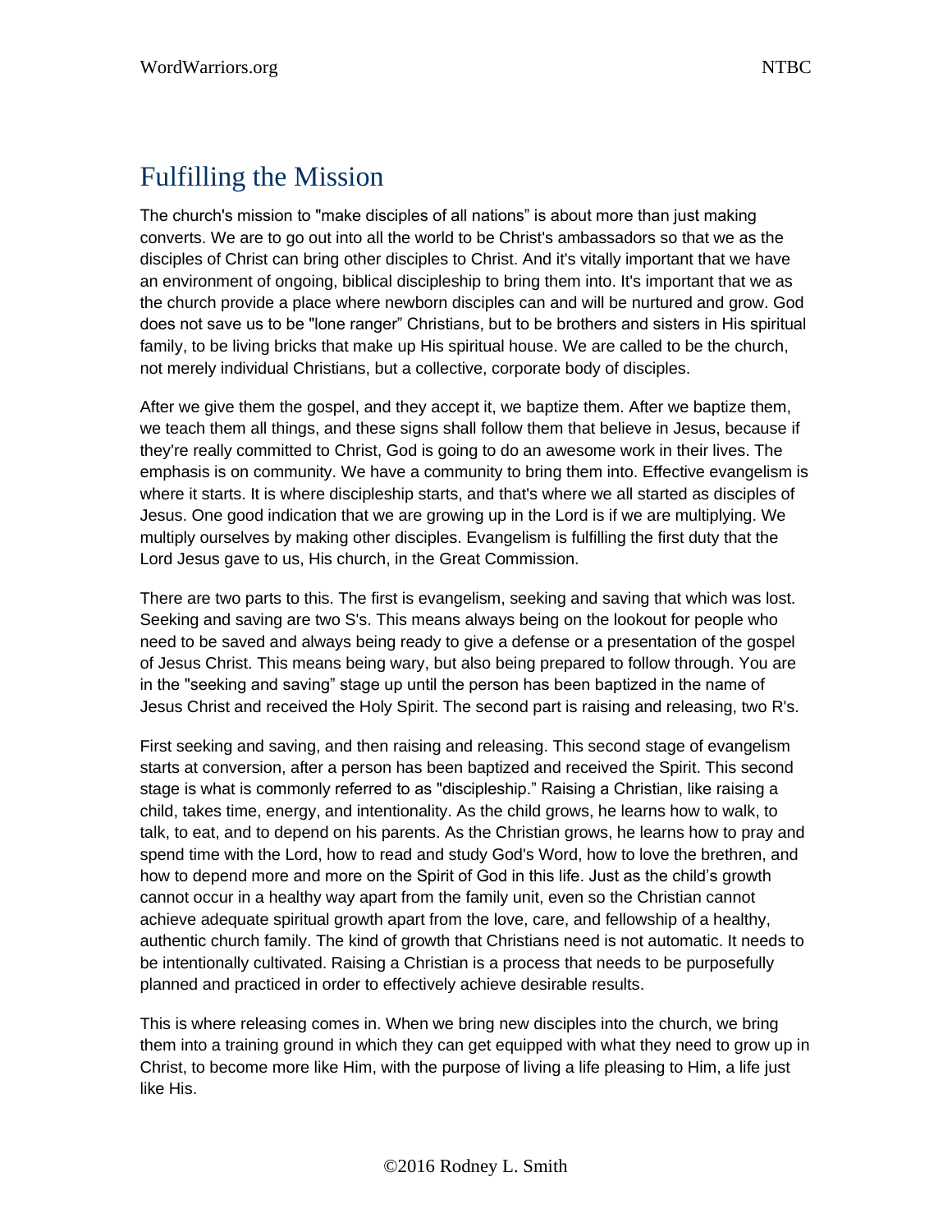# Fulfilling the Mission

The church's mission to "make disciples of all nations" is about more than just making converts. We are to go out into all the world to be Christ's ambassadors so that we as the disciples of Christ can bring other disciples to Christ. And it's vitally important that we have an environment of ongoing, biblical discipleship to bring them into. It's important that we as the church provide a place where newborn disciples can and will be nurtured and grow. God does not save us to be "lone ranger" Christians, but to be brothers and sisters in His spiritual family, to be living bricks that make up His spiritual house. We are called to be the church, not merely individual Christians, but a collective, corporate body of disciples.

After we give them the gospel, and they accept it, we baptize them. After we baptize them, we teach them all things, and these signs shall follow them that believe in Jesus, because if they're really committed to Christ, God is going to do an awesome work in their lives. The emphasis is on community. We have a community to bring them into. Effective evangelism is where it starts. It is where discipleship starts, and that's where we all started as disciples of Jesus. One good indication that we are growing up in the Lord is if we are multiplying. We multiply ourselves by making other disciples. Evangelism is fulfilling the first duty that the Lord Jesus gave to us, His church, in the Great Commission.

There are two parts to this. The first is evangelism, seeking and saving that which was lost. Seeking and saving are two S's. This means always being on the lookout for people who need to be saved and always being ready to give a defense or a presentation of the gospel of Jesus Christ. This means being wary, but also being prepared to follow through. You are in the "seeking and saving" stage up until the person has been baptized in the name of Jesus Christ and received the Holy Spirit. The second part is raising and releasing, two R's.

First seeking and saving, and then raising and releasing. This second stage of evangelism starts at conversion, after a person has been baptized and received the Spirit. This second stage is what is commonly referred to as "discipleship." Raising a Christian, like raising a child, takes time, energy, and intentionality. As the child grows, he learns how to walk, to talk, to eat, and to depend on his parents. As the Christian grows, he learns how to pray and spend time with the Lord, how to read and study God's Word, how to love the brethren, and how to depend more and more on the Spirit of God in this life. Just as the child's growth cannot occur in a healthy way apart from the family unit, even so the Christian cannot achieve adequate spiritual growth apart from the love, care, and fellowship of a healthy, authentic church family. The kind of growth that Christians need is not automatic. It needs to be intentionally cultivated. Raising a Christian is a process that needs to be purposefully planned and practiced in order to effectively achieve desirable results.

This is where releasing comes in. When we bring new disciples into the church, we bring them into a training ground in which they can get equipped with what they need to grow up in Christ, to become more like Him, with the purpose of living a life pleasing to Him, a life just like His.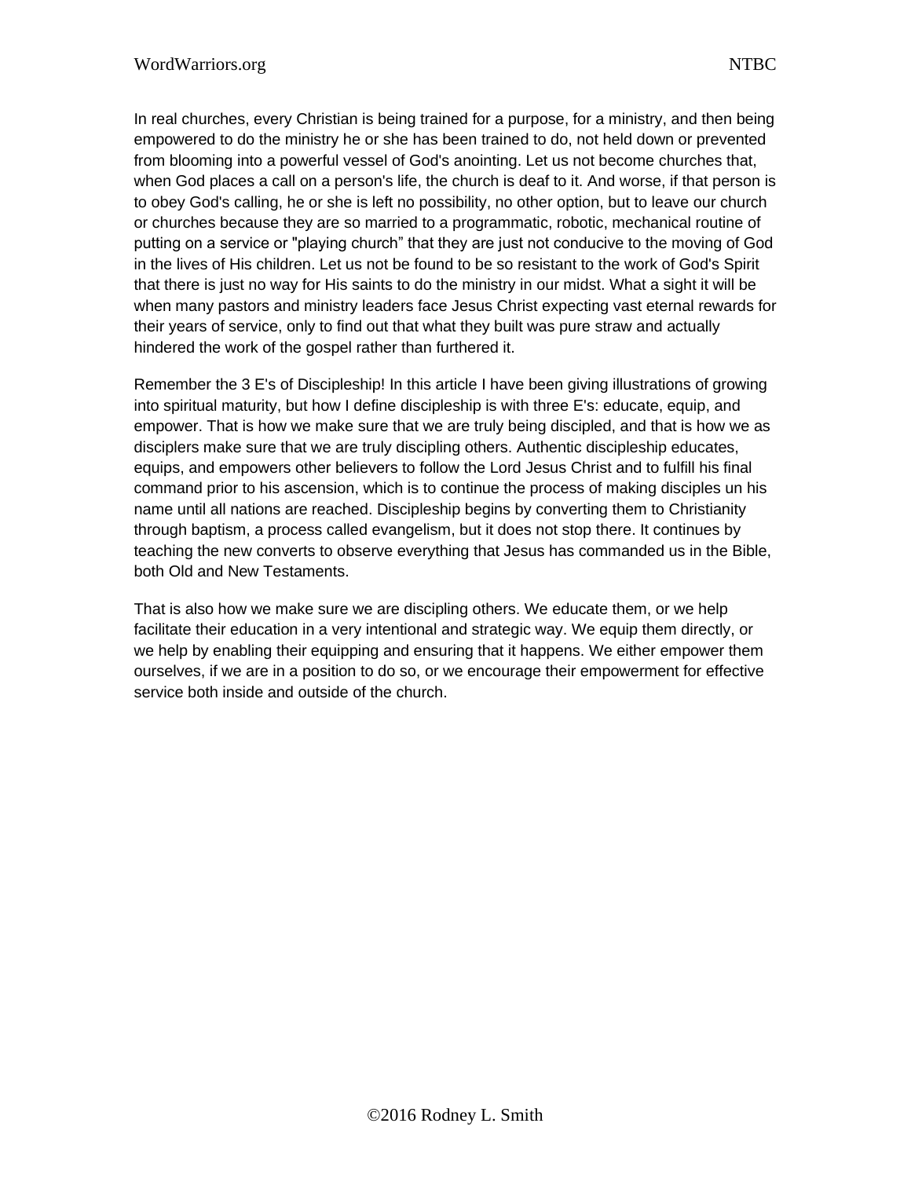In real churches, every Christian is being trained for a purpose, for a ministry, and then being empowered to do the ministry he or she has been trained to do, not held down or prevented from blooming into a powerful vessel of God's anointing. Let us not become churches that, when God places a call on a person's life, the church is deaf to it. And worse, if that person is to obey God's calling, he or she is left no possibility, no other option, but to leave our church or churches because they are so married to a programmatic, robotic, mechanical routine of putting on a service or "playing church" that they are just not conducive to the moving of God in the lives of His children. Let us not be found to be so resistant to the work of God's Spirit that there is just no way for His saints to do the ministry in our midst. What a sight it will be when many pastors and ministry leaders face Jesus Christ expecting vast eternal rewards for their years of service, only to find out that what they built was pure straw and actually hindered the work of the gospel rather than furthered it.

Remember the 3 E's of Discipleship! In this article I have been giving illustrations of growing into spiritual maturity, but how I define discipleship is with three E's: educate, equip, and empower. That is how we make sure that we are truly being discipled, and that is how we as disciplers make sure that we are truly discipling others. Authentic discipleship educates, equips, and empowers other believers to follow the Lord Jesus Christ and to fulfill his final command prior to his ascension, which is to continue the process of making disciples un his name until all nations are reached. Discipleship begins by converting them to Christianity through baptism, a process called evangelism, but it does not stop there. It continues by teaching the new converts to observe everything that Jesus has commanded us in the Bible, both Old and New Testaments.

That is also how we make sure we are discipling others. We educate them, or we help facilitate their education in a very intentional and strategic way. We equip them directly, or we help by enabling their equipping and ensuring that it happens. We either empower them ourselves, if we are in a position to do so, or we encourage their empowerment for effective service both inside and outside of the church.